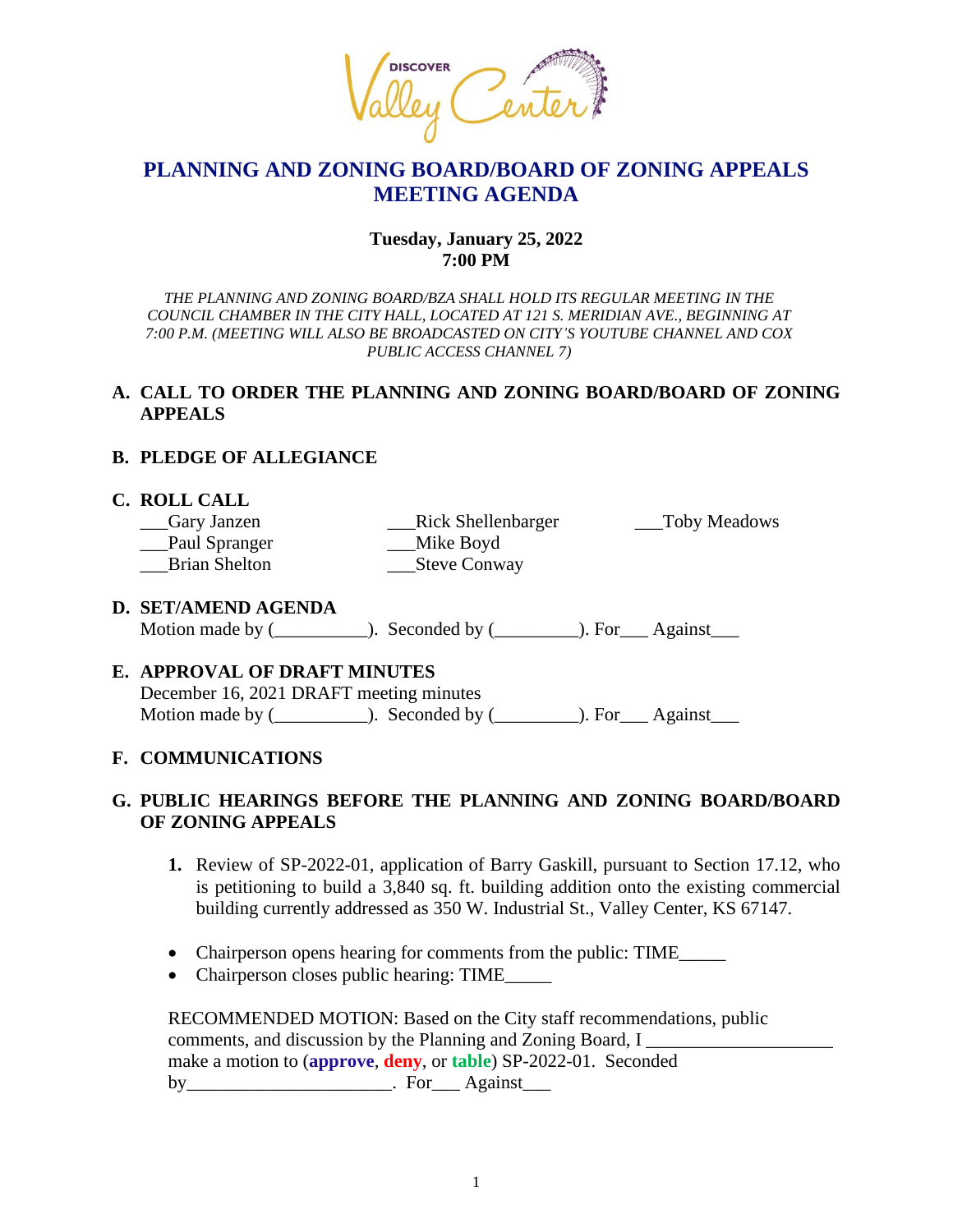# PLANNING AND ZONING BOARD/BOARD OF ZONING APPEALS MEETING AGENDA

**Tuesday, January 25, 2022**
**7:00 PM**

*THE PLANNING AND ZONING BOARD/BZA SHALL HOLD ITS REGULAR MEETING IN THE COUNCIL CHAMBER IN THE CITY HALL, LOCATED AT 121 S. MERIDIAN AVE., BEGINNING AT 7:00 P.M. (MEETING WILL ALSO BE BROADCASTED ON CITY'S YOUTUBE CHANNEL AND COX PUBLIC ACCESS CHANNEL 7)*

## A. CALL TO ORDER THE PLANNING AND ZONING BOARD/BOARD OF ZONING APPEALS

## B. PLEDGE OF ALLEGIANCE

## C. ROLL CALL

___Gary Janzen
___Paul Spranger
___Brian Shelton
___Rick Shellenbarger
___Mike Boyd
___Steve Conway
___Toby Meadows

## D. SET/AMEND AGENDA

Motion made by (__________). Seconded by (_________). For___ Against___

## E. APPROVAL OF DRAFT MINUTES

December 16, 2021 DRAFT meeting minutes
Motion made by (__________). Seconded by (_________). For___ Against___

## F. COMMUNICATIONS

## G. PUBLIC HEARINGS BEFORE THE PLANNING AND ZONING BOARD/BOARD OF ZONING APPEALS

1. Review of SP-2022-01, application of Barry Gaskill, pursuant to Section 17.12, who is petitioning to build a 3,840 sq. ft. building addition onto the existing commercial building currently addressed as 350 W. Industrial St., Valley Center, KS 67147.

- Chairperson opens hearing for comments from the public: TIME_____
- Chairperson closes public hearing: TIME_____

RECOMMENDED MOTION: Based on the City staff recommendations, public comments, and discussion by the Planning and Zoning Board, I ____________________ make a motion to (**approve**, **deny**, or **table**) SP-2022-01. Seconded by______________________. For___ Against___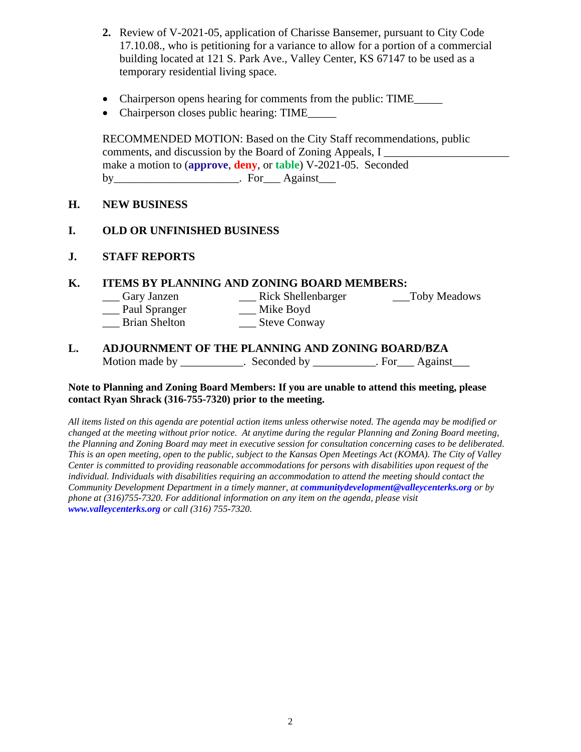2. Review of V-2021-05, application of Charisse Bansemer, pursuant to City Code 17.10.08., who is petitioning for a variance to allow for a portion of a commercial building located at 121 S. Park Ave., Valley Center, KS 67147 to be used as a temporary residential living space.

- Chairperson opens hearing for comments from the public: TIME_____
- Chairperson closes public hearing: TIME_____

RECOMMENDED MOTION: Based on the City Staff recommendations, public comments, and discussion by the Board of Zoning Appeals, I ______________________ make a motion to (**approve**, **deny**, or **table**) V-2021-05. Seconded by______________________. For___ Against___

## H. NEW BUSINESS

## I. OLD OR UNFINISHED BUSINESS

## J. STAFF REPORTS

## K. ITEMS BY PLANNING AND ZONING BOARD MEMBERS:

___ Gary Janzen
___ Rick Shellenbarger
___Toby Meadows
___ Paul Spranger
___ Mike Boyd
___ Brian Shelton
___ Steve Conway

## L. ADJOURNMENT OF THE PLANNING AND ZONING BOARD/BZA

Motion made by ___________. Seconded by ___________. For___ Against___

**Note to Planning and Zoning Board Members: If you are unable to attend this meeting, please contact Ryan Shrack (316-755-7320) prior to the meeting.**

*All items listed on this agenda are potential action items unless otherwise noted. The agenda may be modified or changed at the meeting without prior notice. At anytime during the regular Planning and Zoning Board meeting, the Planning and Zoning Board may meet in executive session for consultation concerning cases to be deliberated. This is an open meeting, open to the public, subject to the Kansas Open Meetings Act (KOMA). The City of Valley Center is committed to providing reasonable accommodations for persons with disabilities upon request of the individual. Individuals with disabilities requiring an accommodation to attend the meeting should contact the Community Development Department in a timely manner, at* ***communitydevelopment@valleycenterks.org*** *or by phone at (316)755-7320. For additional information on any item on the agenda, please visit* ***www.valleycenterks.org*** *or call (316) 755-7320.*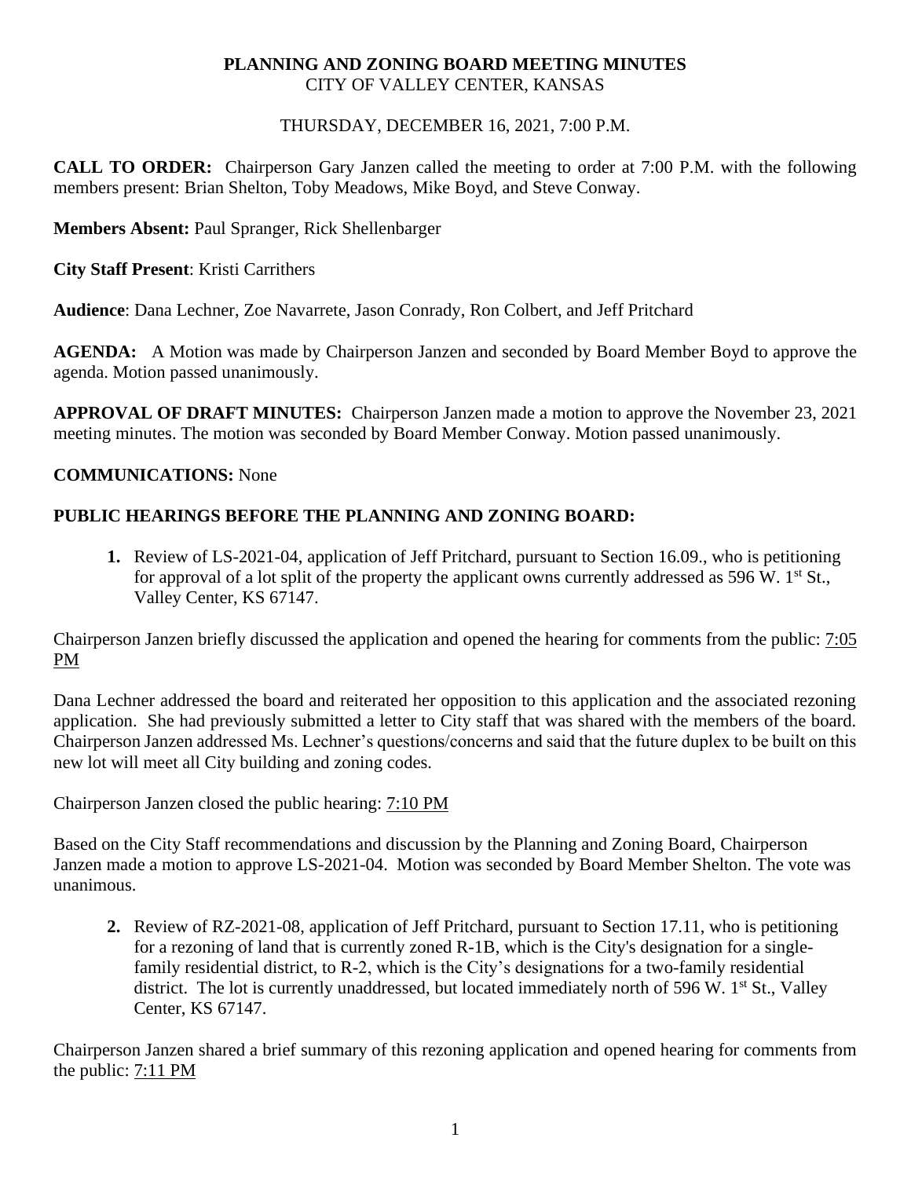**PLANNING AND ZONING BOARD MEETING MINUTES**
CITY OF VALLEY CENTER, KANSAS

THURSDAY, DECEMBER 16, 2021, 7:00 P.M.

**CALL TO ORDER:** Chairperson Gary Janzen called the meeting to order at 7:00 P.M. with the following members present: Brian Shelton, Toby Meadows, Mike Boyd, and Steve Conway.

**Members Absent:** Paul Spranger, Rick Shellenbarger

**City Staff Present**: Kristi Carrithers

**Audience**: Dana Lechner, Zoe Navarrete, Jason Conrady, Ron Colbert, and Jeff Pritchard

**AGENDA:** A Motion was made by Chairperson Janzen and seconded by Board Member Boyd to approve the agenda. Motion passed unanimously.

**APPROVAL OF DRAFT MINUTES:** Chairperson Janzen made a motion to approve the November 23, 2021 meeting minutes. The motion was seconded by Board Member Conway. Motion passed unanimously.

**COMMUNICATIONS:** None

**PUBLIC HEARINGS BEFORE THE PLANNING AND ZONING BOARD:**

1. Review of LS-2021-04, application of Jeff Pritchard, pursuant to Section 16.09., who is petitioning for approval of a lot split of the property the applicant owns currently addressed as 596 W. 1st St., Valley Center, KS 67147.

Chairperson Janzen briefly discussed the application and opened the hearing for comments from the public: 7:05 PM

Dana Lechner addressed the board and reiterated her opposition to this application and the associated rezoning application. She had previously submitted a letter to City staff that was shared with the members of the board. Chairperson Janzen addressed Ms. Lechner's questions/concerns and said that the future duplex to be built on this new lot will meet all City building and zoning codes.

Chairperson Janzen closed the public hearing: 7:10 PM

Based on the City Staff recommendations and discussion by the Planning and Zoning Board, Chairperson Janzen made a motion to approve LS-2021-04. Motion was seconded by Board Member Shelton. The vote was unanimous.

2. Review of RZ-2021-08, application of Jeff Pritchard, pursuant to Section 17.11, who is petitioning for a rezoning of land that is currently zoned R-1B, which is the City's designation for a single-family residential district, to R-2, which is the City's designations for a two-family residential district. The lot is currently unaddressed, but located immediately north of 596 W. 1st St., Valley Center, KS 67147.

Chairperson Janzen shared a brief summary of this rezoning application and opened hearing for comments from the public: 7:11 PM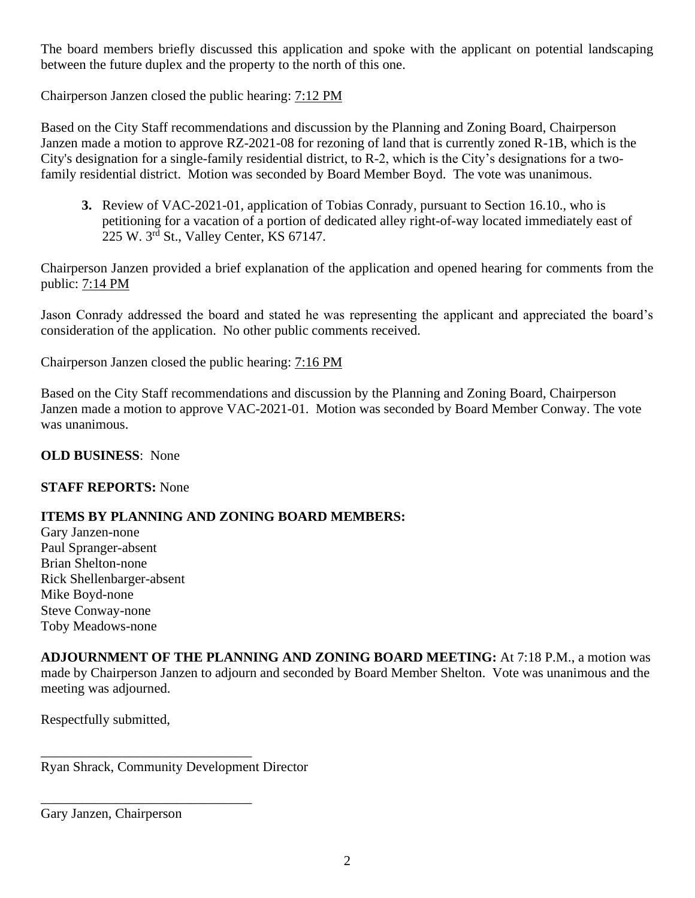The board members briefly discussed this application and spoke with the applicant on potential landscaping between the future duplex and the property to the north of this one.

Chairperson Janzen closed the public hearing: 7:12 PM

Based on the City Staff recommendations and discussion by the Planning and Zoning Board, Chairperson Janzen made a motion to approve RZ-2021-08 for rezoning of land that is currently zoned R-1B, which is the City's designation for a single-family residential district, to R-2, which is the City's designations for a two-family residential district. Motion was seconded by Board Member Boyd. The vote was unanimous.

**3.** Review of VAC-2021-01, application of Tobias Conrady, pursuant to Section 16.10., who is petitioning for a vacation of a portion of dedicated alley right-of-way located immediately east of 225 W. 3rd St., Valley Center, KS 67147.

Chairperson Janzen provided a brief explanation of the application and opened hearing for comments from the public: 7:14 PM

Jason Conrady addressed the board and stated he was representing the applicant and appreciated the board's consideration of the application. No other public comments received.

Chairperson Janzen closed the public hearing: 7:16 PM

Based on the City Staff recommendations and discussion by the Planning and Zoning Board, Chairperson Janzen made a motion to approve VAC-2021-01. Motion was seconded by Board Member Conway. The vote was unanimous.

**OLD BUSINESS**: None

**STAFF REPORTS:** None

**ITEMS BY PLANNING AND ZONING BOARD MEMBERS:**

Gary Janzen-none
Paul Spranger-absent
Brian Shelton-none
Rick Shellenbarger-absent
Mike Boyd-none
Steve Conway-none
Toby Meadows-none

**ADJOURNMENT OF THE PLANNING AND ZONING BOARD MEETING:** At 7:18 P.M., a motion was made by Chairperson Janzen to adjourn and seconded by Board Member Shelton. Vote was unanimous and the meeting was adjourned.

Respectfully submitted,

\_\_\_\_\_\_\_\_\_\_\_\_\_\_\_\_\_\_\_\_\_\_\_\_\_\_\_\_\_\_\_\_
Ryan Shrack, Community Development Director

\_\_\_\_\_\_\_\_\_\_\_\_\_\_\_\_\_\_\_\_\_\_\_\_\_\_\_\_\_\_\_\_
Gary Janzen, Chairperson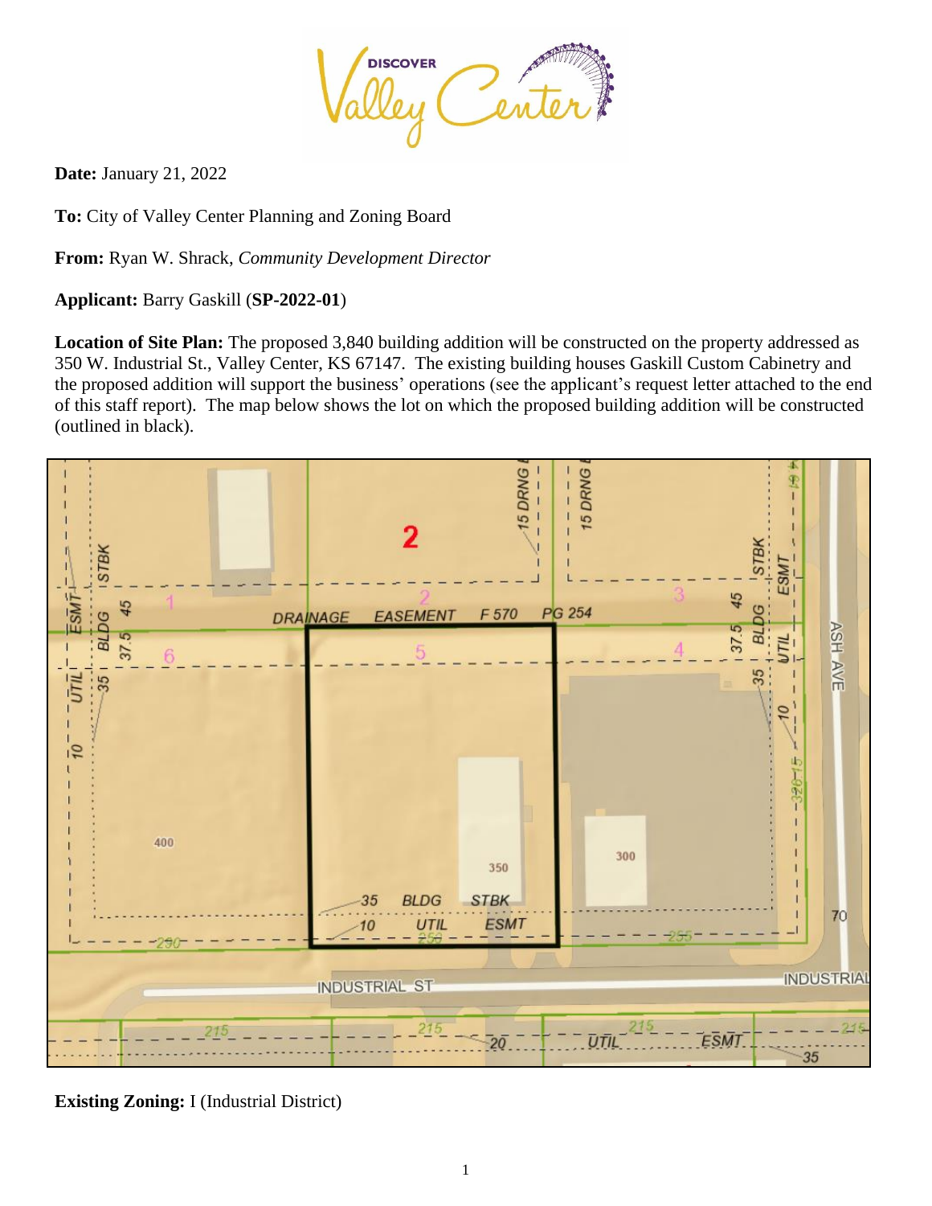**Date:** January 21, 2022

**To:** City of Valley Center Planning and Zoning Board

**From:** Ryan W. Shrack, *Community Development Director*

**Applicant:** Barry Gaskill (**SP-2022-01**)

**Location of Site Plan:** The proposed 3,840 building addition will be constructed on the property addressed as 350 W. Industrial St., Valley Center, KS 67147. The existing building houses Gaskill Custom Cabinetry and the proposed addition will support the business' operations (see the applicant's request letter attached to the end of this staff report). The map below shows the lot on which the proposed building addition will be constructed (outlined in black).

**Existing Zoning:** I (Industrial District)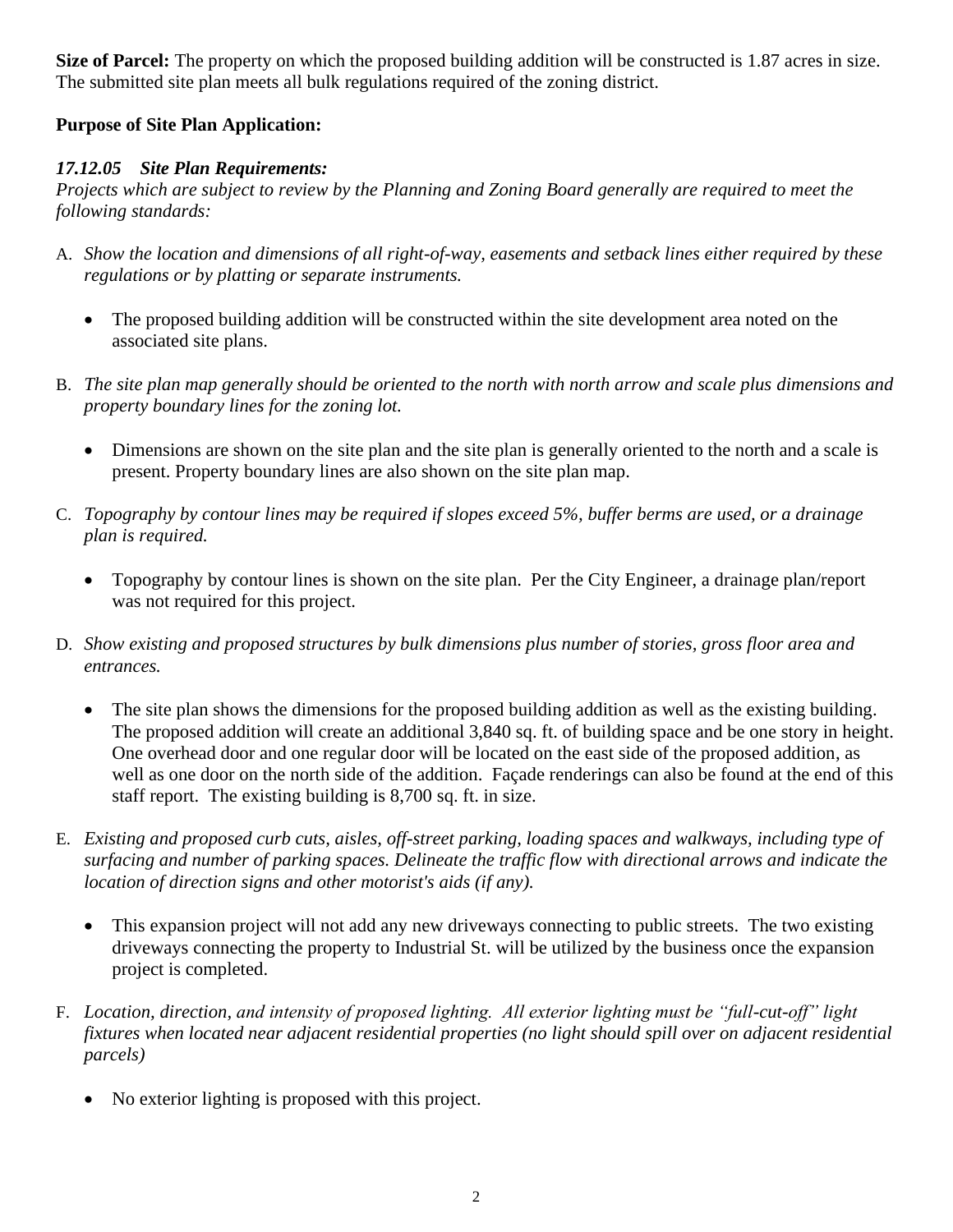**Size of Parcel:** The property on which the proposed building addition will be constructed is 1.87 acres in size. The submitted site plan meets all bulk regulations required of the zoning district.

**Purpose of Site Plan Application:**

***17.12.05 Site Plan Requirements:***
*Projects which are subject to review by the Planning and Zoning Board generally are required to meet the following standards:*

A. *Show the location and dimensions of all right-of-way, easements and setback lines either required by these regulations or by platting or separate instruments.*

   - The proposed building addition will be constructed within the site development area noted on the associated site plans.

B. *The site plan map generally should be oriented to the north with north arrow and scale plus dimensions and property boundary lines for the zoning lot.*

   - Dimensions are shown on the site plan and the site plan is generally oriented to the north and a scale is present. Property boundary lines are also shown on the site plan map.

C. *Topography by contour lines may be required if slopes exceed 5%, buffer berms are used, or a drainage plan is required.*

   - Topography by contour lines is shown on the site plan. Per the City Engineer, a drainage plan/report was not required for this project.

D. *Show existing and proposed structures by bulk dimensions plus number of stories, gross floor area and entrances.*

   - The site plan shows the dimensions for the proposed building addition as well as the existing building. The proposed addition will create an additional 3,840 sq. ft. of building space and be one story in height. One overhead door and one regular door will be located on the east side of the proposed addition, as well as one door on the north side of the addition. Façade renderings can also be found at the end of this staff report. The existing building is 8,700 sq. ft. in size.

E. *Existing and proposed curb cuts, aisles, off-street parking, loading spaces and walkways, including type of surfacing and number of parking spaces. Delineate the traffic flow with directional arrows and indicate the location of direction signs and other motorist's aids (if any).*

   - This expansion project will not add any new driveways connecting to public streets. The two existing driveways connecting the property to Industrial St. will be utilized by the business once the expansion project is completed.

F. *Location, direction, and intensity of proposed lighting. All exterior lighting must be "full-cut-off" light fixtures when located near adjacent residential properties (no light should spill over on adjacent residential parcels)*

   - No exterior lighting is proposed with this project.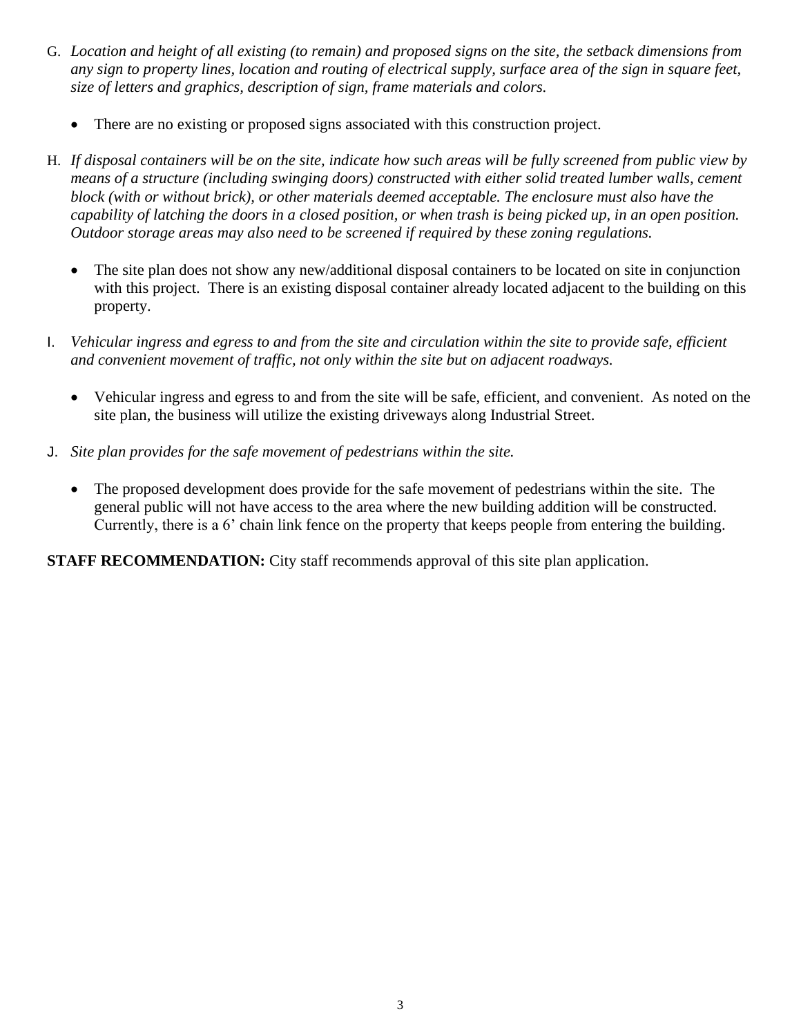G. *Location and height of all existing (to remain) and proposed signs on the site, the setback dimensions from any sign to property lines, location and routing of electrical supply, surface area of the sign in square feet, size of letters and graphics, description of sign, frame materials and colors.*

- There are no existing or proposed signs associated with this construction project.

H. *If disposal containers will be on the site, indicate how such areas will be fully screened from public view by means of a structure (including swinging doors) constructed with either solid treated lumber walls, cement block (with or without brick), or other materials deemed acceptable. The enclosure must also have the capability of latching the doors in a closed position, or when trash is being picked up, in an open position. Outdoor storage areas may also need to be screened if required by these zoning regulations.*

- The site plan does not show any new/additional disposal containers to be located on site in conjunction with this project. There is an existing disposal container already located adjacent to the building on this property.

I. *Vehicular ingress and egress to and from the site and circulation within the site to provide safe, efficient and convenient movement of traffic, not only within the site but on adjacent roadways.*

- Vehicular ingress and egress to and from the site will be safe, efficient, and convenient. As noted on the site plan, the business will utilize the existing driveways along Industrial Street.

J. *Site plan provides for the safe movement of pedestrians within the site.*

- The proposed development does provide for the safe movement of pedestrians within the site. The general public will not have access to the area where the new building addition will be constructed. Currently, there is a 6' chain link fence on the property that keeps people from entering the building.

**STAFF RECOMMENDATION:** City staff recommends approval of this site plan application.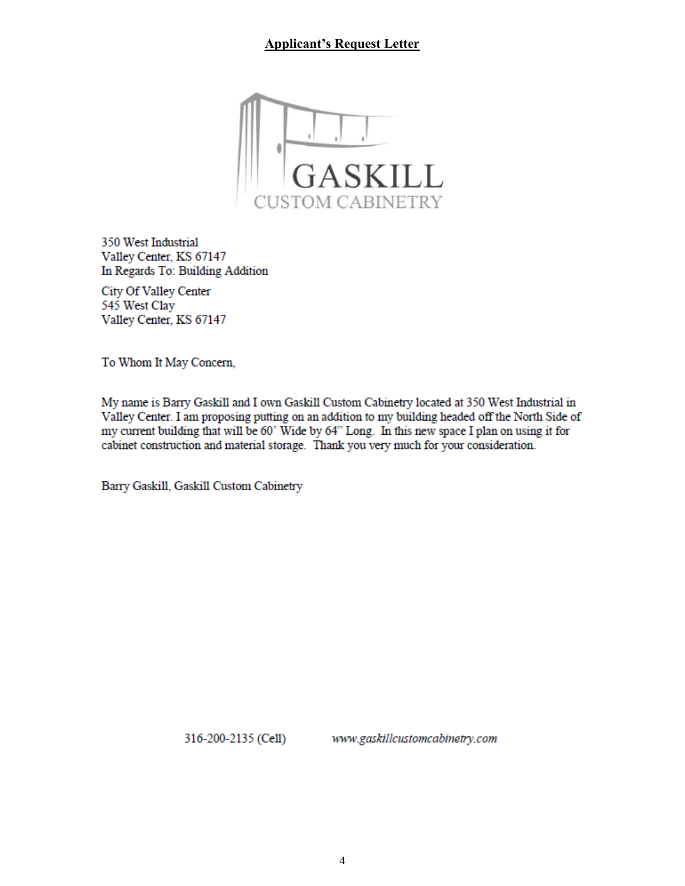## Applicant's Request Letter

GASKILL
CUSTOM CABINETRY

350 West Industrial
Valley Center, KS 67147
In Regards To: Building Addition

City Of Valley Center
545 West Clay
Valley Center, KS 67147

To Whom It May Concern,

My name is Barry Gaskill and I own Gaskill Custom Cabinetry located at 350 West Industrial in Valley Center. I am proposing putting on an addition to my building headed off the North Side of my current building that will be 60' Wide by 64" Long. In this new space I plan on using it for cabinet construction and material storage. Thank you very much for your consideration.

Barry Gaskill, Gaskill Custom Cabinetry

316-200-2135 (Cell) www.gaskillcustomcabinetry.com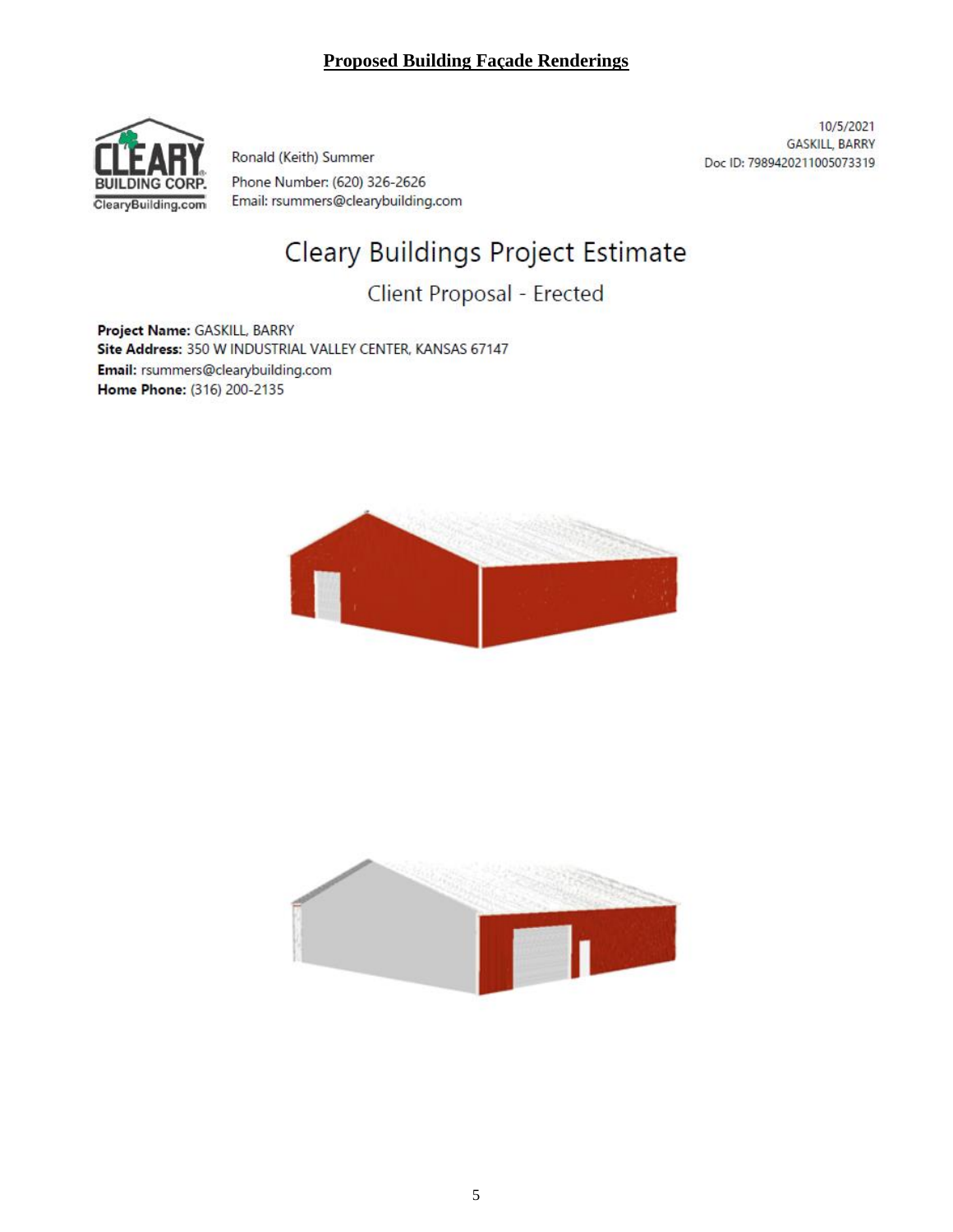**Proposed Building Façade Renderings**

CLEARY BUILDING CORP.
ClearyBuilding.com

Ronald (Keith) Summer
Phone Number: (620) 326-2626
Email: rsummers@clearybuilding.com

10/5/2021
GASKILL, BARRY
Doc ID: 7989420211005073319

# Cleary Buildings Project Estimate

## Client Proposal - Erected

**Project Name:** GASKILL, BARRY
**Site Address:** 350 W INDUSTRIAL VALLEY CENTER, KANSAS 67147
**Email:** rsummers@clearybuilding.com
**Home Phone:** (316) 200-2135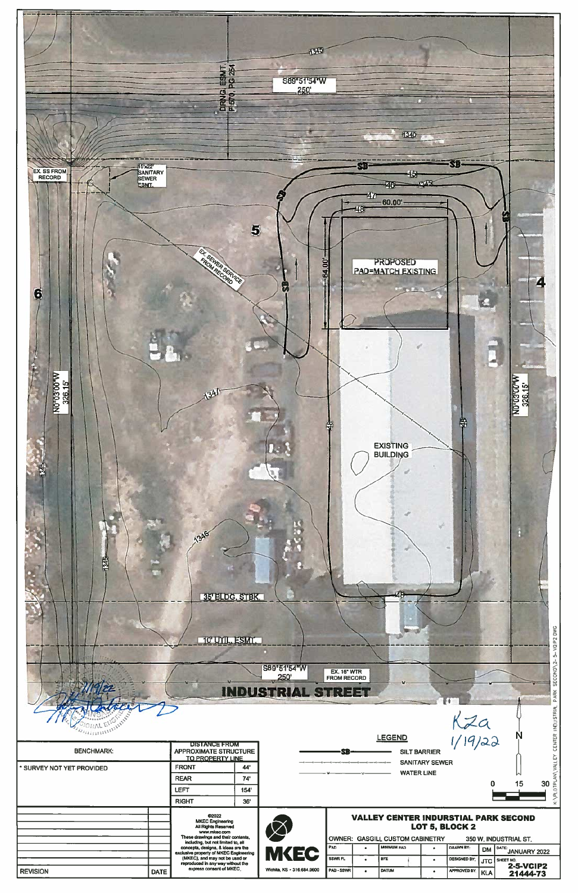DRNG. ESMT. P.570, PG 254

S89°51'54"W
250'

1345

1340

EX. SS FROM RECORD

15'-22' SANITARY SEWER ESMT.

SB

45

46

47

48

60.00'

64.00'

PROPOSED PAD=MATCH EXISTING

5

4

6

EX. SEWER SERVICE FROM RECORD

N0°03'00"W
326.15'

N0°03'00"W
326.15'

1347

1345

1346

EXISTING BUILDING

35' BLDG. STBK.

10' UTIL. ESMT.

S89°51'54"W
250'

EX. 16" WTR FROM RECORD

INDUSTRIAL STREET

1/19/22

KZa
1/19/22

N

LEGEND

| Symbol | Description |
|---|---|
| —SB— | SILT BARRIER |
| — — — | SANITARY SEWER |
| —W— | WATER LINE |

0 15 30

| BENCHMARK: | DISTANCE FROM APPROXIMATE STRUCTURE TO PROPERTY LINE | |
|---|---|---|
| * SURVEY NOT YET PROVIDED | FRONT | 44' |
| | REAR | 74' |
| | LEFT | 154' |
| | RIGHT | 36' |

| REVISION | DATE |
|---|---|

©2022
MKEC Engineering
All Rights Reserved
www.mkec.com
These drawings and their contents, including, but not limited to, all concepts, designs, & ideas are the exclusive property of MKEC Engineering (MKEC), and may not be used or reproduced in any way without the express consent of MKEC.

MKEC
Wichita, KS - 316.684.9600

**VALLEY CENTER INDURSTIAL PARK SECOND**
**LOT 5, BLOCK 2**

| OWNER: GASGILL CUSTOM CABINETRY | | | | 350 W. INDUSTRIAL ST. | | |
|---|---|---|---|---|---|---|
| PAD | • | MINIMUM PAD | • | DRAWN BY: | DM | DATE: JANUARY 2022 |
| SSWR FL | • | BFE | • | DESIGNED BY: | JTC | SHEET NO. 2-5-VCIP2 |
| PAD - SSWR | • | DATUM | • | APPROVED BY: | KLA | 21444-73 |

K:\PLOTPLAN\VALLEY CENTER INDUSTRIAL PARK SECOND\2-5-VCIP2.DWG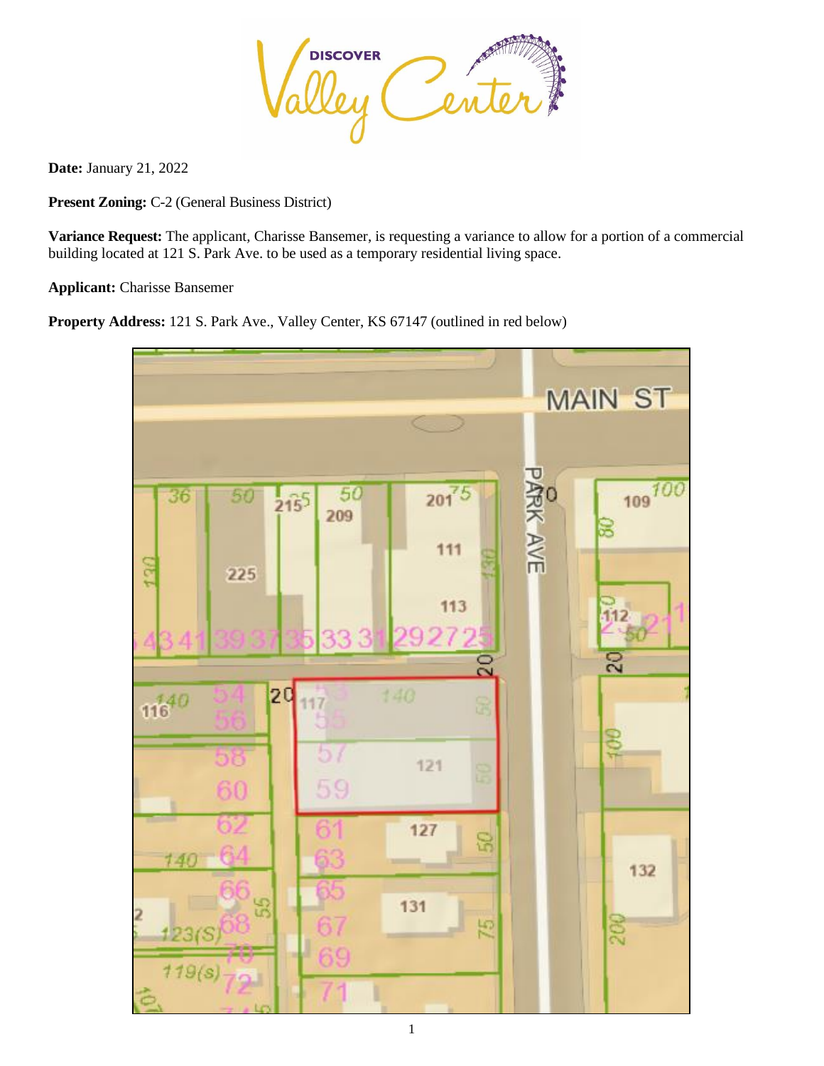**Date:** January 21, 2022

**Present Zoning:** C-2 (General Business District)

**Variance Request:** The applicant, Charisse Bansemer, is requesting a variance to allow for a portion of a commercial building located at 121 S. Park Ave. to be used as a temporary residential living space.

**Applicant:** Charisse Bansemer

**Property Address:** 121 S. Park Ave., Valley Center, KS 67147 (outlined in red below)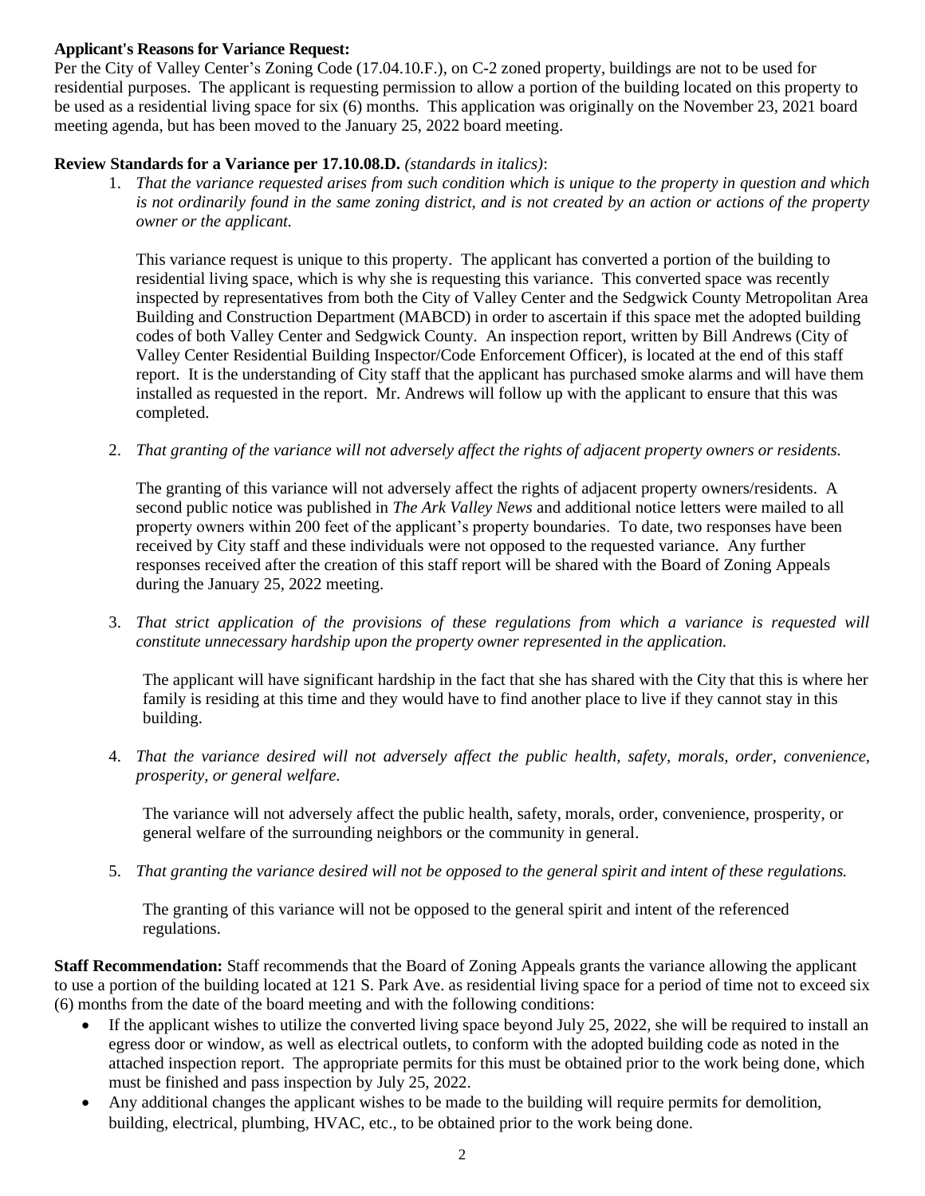**Applicant's Reasons for Variance Request:**
Per the City of Valley Center's Zoning Code (17.04.10.F.), on C-2 zoned property, buildings are not to be used for residential purposes. The applicant is requesting permission to allow a portion of the building located on this property to be used as a residential living space for six (6) months. This application was originally on the November 23, 2021 board meeting agenda, but has been moved to the January 25, 2022 board meeting.

**Review Standards for a Variance per 17.10.08.D.** *(standards in italics)*:

1. *That the variance requested arises from such condition which is unique to the property in question and which is not ordinarily found in the same zoning district, and is not created by an action or actions of the property owner or the applicant.*

   This variance request is unique to this property. The applicant has converted a portion of the building to residential living space, which is why she is requesting this variance. This converted space was recently inspected by representatives from both the City of Valley Center and the Sedgwick County Metropolitan Area Building and Construction Department (MABCD) in order to ascertain if this space met the adopted building codes of both Valley Center and Sedgwick County. An inspection report, written by Bill Andrews (City of Valley Center Residential Building Inspector/Code Enforcement Officer), is located at the end of this staff report. It is the understanding of City staff that the applicant has purchased smoke alarms and will have them installed as requested in the report. Mr. Andrews will follow up with the applicant to ensure that this was completed.

2. *That granting of the variance will not adversely affect the rights of adjacent property owners or residents.*

   The granting of this variance will not adversely affect the rights of adjacent property owners/residents. A second public notice was published in *The Ark Valley News* and additional notice letters were mailed to all property owners within 200 feet of the applicant's property boundaries. To date, two responses have been received by City staff and these individuals were not opposed to the requested variance. Any further responses received after the creation of this staff report will be shared with the Board of Zoning Appeals during the January 25, 2022 meeting.

3. *That strict application of the provisions of these regulations from which a variance is requested will constitute unnecessary hardship upon the property owner represented in the application.*

   The applicant will have significant hardship in the fact that she has shared with the City that this is where her family is residing at this time and they would have to find another place to live if they cannot stay in this building.

4. *That the variance desired will not adversely affect the public health, safety, morals, order, convenience, prosperity, or general welfare.*

   The variance will not adversely affect the public health, safety, morals, order, convenience, prosperity, or general welfare of the surrounding neighbors or the community in general.

5. *That granting the variance desired will not be opposed to the general spirit and intent of these regulations.*

   The granting of this variance will not be opposed to the general spirit and intent of the referenced regulations.

**Staff Recommendation:** Staff recommends that the Board of Zoning Appeals grants the variance allowing the applicant to use a portion of the building located at 121 S. Park Ave. as residential living space for a period of time not to exceed six (6) months from the date of the board meeting and with the following conditions:

- If the applicant wishes to utilize the converted living space beyond July 25, 2022, she will be required to install an egress door or window, as well as electrical outlets, to conform with the adopted building code as noted in the attached inspection report. The appropriate permits for this must be obtained prior to the work being done, which must be finished and pass inspection by July 25, 2022.
- Any additional changes the applicant wishes to be made to the building will require permits for demolition, building, electrical, plumbing, HVAC, etc., to be obtained prior to the work being done.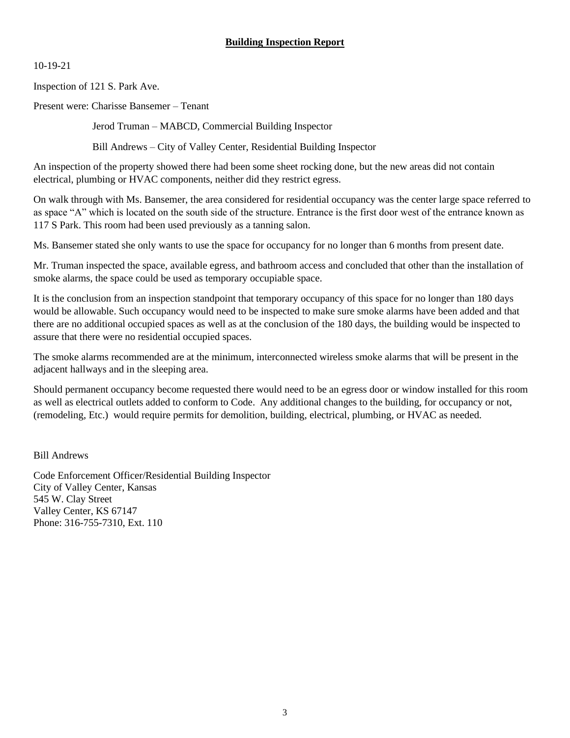**Building Inspection Report**

10-19-21

Inspection of 121 S. Park Ave.

Present were: Charisse Bansemer – Tenant

Jerod Truman – MABCD, Commercial Building Inspector

Bill Andrews – City of Valley Center, Residential Building Inspector

An inspection of the property showed there had been some sheet rocking done, but the new areas did not contain electrical, plumbing or HVAC components, neither did they restrict egress.

On walk through with Ms. Bansemer, the area considered for residential occupancy was the center large space referred to as space "A" which is located on the south side of the structure. Entrance is the first door west of the entrance known as 117 S Park. This room had been used previously as a tanning salon.

Ms. Bansemer stated she only wants to use the space for occupancy for no longer than 6 months from present date.

Mr. Truman inspected the space, available egress, and bathroom access and concluded that other than the installation of smoke alarms, the space could be used as temporary occupiable space.

It is the conclusion from an inspection standpoint that temporary occupancy of this space for no longer than 180 days would be allowable. Such occupancy would need to be inspected to make sure smoke alarms have been added and that there are no additional occupied spaces as well as at the conclusion of the 180 days, the building would be inspected to assure that there were no residential occupied spaces.

The smoke alarms recommended are at the minimum, interconnected wireless smoke alarms that will be present in the adjacent hallways and in the sleeping area.

Should permanent occupancy become requested there would need to be an egress door or window installed for this room as well as electrical outlets added to conform to Code. Any additional changes to the building, for occupancy or not, (remodeling, Etc.) would require permits for demolition, building, electrical, plumbing, or HVAC as needed.

Bill Andrews

Code Enforcement Officer/Residential Building Inspector
City of Valley Center, Kansas
545 W. Clay Street
Valley Center, KS 67147
Phone: 316-755-7310, Ext. 110